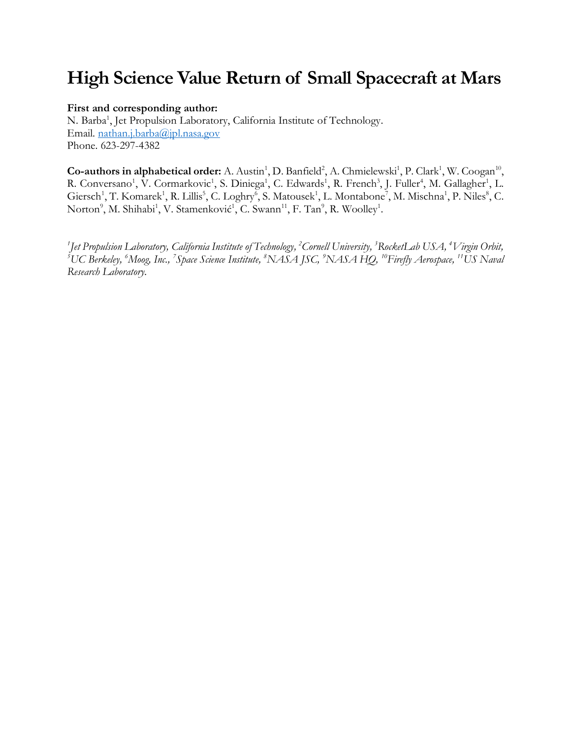# High Science Value Return of Small Spacecraft at Mars

**First and corresponding author:**
N. Barba[1], Jet Propulsion Laboratory, California Institute of Technology.
Email. nathan.j.barba@jpl.nasa.gov
Phone. 623-297-4382

**Co-authors in alphabetical order:** A. Austin[1], D. Banfield[2], A. Chmielewski[1], P. Clark[1], W. Coogan[10], R. Conversano[1], V. Cormarkovic[1], S. Diniega[1], C. Edwards[1], R. French[3], J. Fuller[4], M. Gallagher[1], L. Giersch[1], T. Komarek[1], R. Lillis[5], C. Loghry[6], S. Matousek[1], L. Montabone[7], M. Mischna[1], P. Niles[8], C. Norton[9], M. Shihabi[1], V. Stamenković[1], C. Swann[11], F. Tan[9], R. Woolley[1].

*[1]Jet Propulsion Laboratory, California Institute of Technology, [2]Cornell University, [3]RocketLab USA, [4]Virgin Orbit, [5]UC Berkeley, [6]Moog, Inc., [7]Space Science Institute, [8]NASA JSC, [9]NASA HQ, [10]Firefly Aerospace, [11]US Naval Research Laboratory.*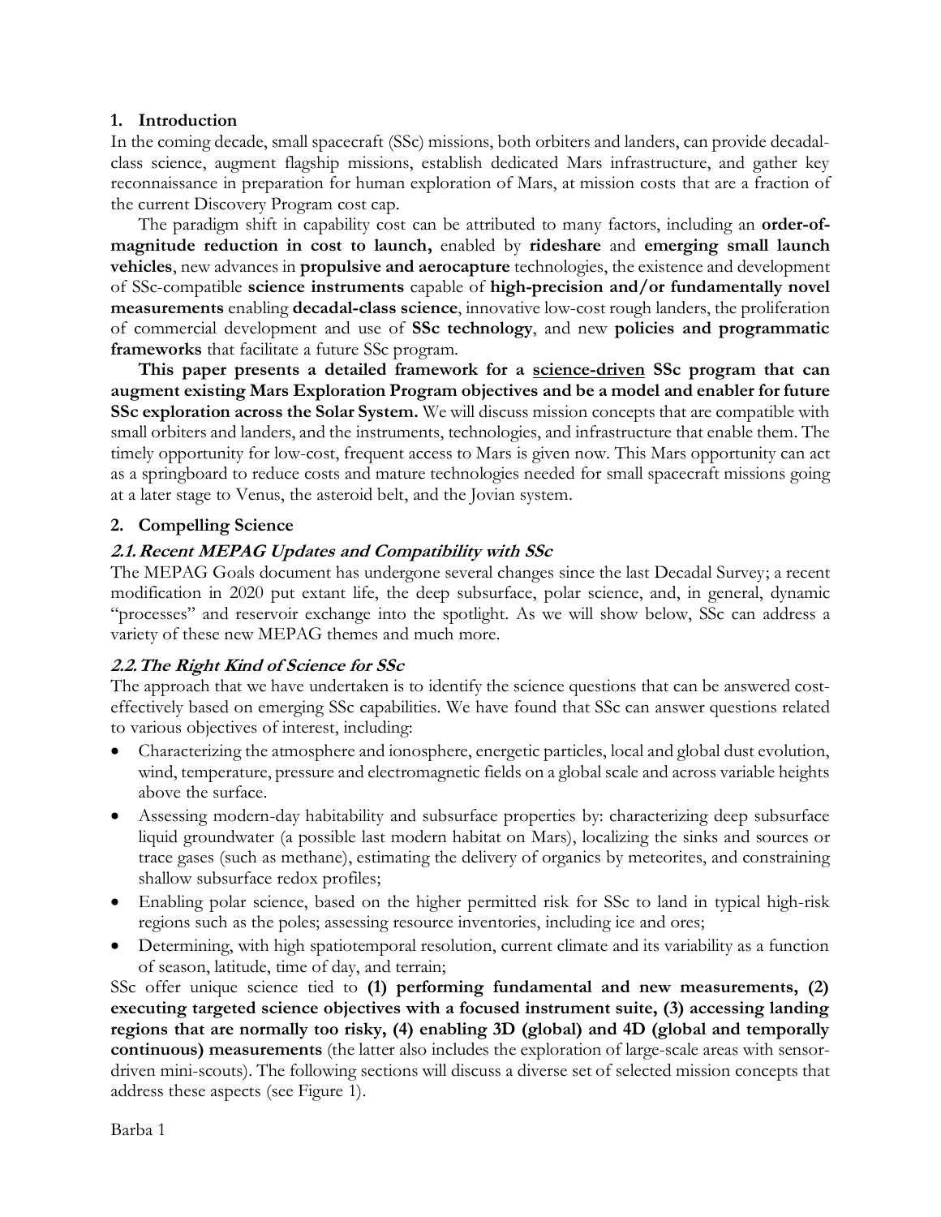## 1. Introduction

In the coming decade, small spacecraft (SSc) missions, both orbiters and landers, can provide decadal-class science, augment flagship missions, establish dedicated Mars infrastructure, and gather key reconnaissance in preparation for human exploration of Mars, at mission costs that are a fraction of the current Discovery Program cost cap.

The paradigm shift in capability cost can be attributed to many factors, including an **order-of-magnitude reduction in cost to launch,** enabled by **rideshare** and **emerging small launch vehicles**, new advances in **propulsive and aerocapture** technologies, the existence and development of SSc-compatible **science instruments** capable of **high-precision and/or fundamentally novel measurements** enabling **decadal-class science**, innovative low-cost rough landers, the proliferation of commercial development and use of **SSc technology**, and new **policies and programmatic frameworks** that facilitate a future SSc program.

**This paper presents a detailed framework for a science-driven SSc program that can augment existing Mars Exploration Program objectives and be a model and enabler for future SSc exploration across the Solar System.** We will discuss mission concepts that are compatible with small orbiters and landers, and the instruments, technologies, and infrastructure that enable them. The timely opportunity for low-cost, frequent access to Mars is given now. This Mars opportunity can act as a springboard to reduce costs and mature technologies needed for small spacecraft missions going at a later stage to Venus, the asteroid belt, and the Jovian system.

## 2. Compelling Science

### *2.1. Recent MEPAG Updates and Compatibility with SSc*

The MEPAG Goals document has undergone several changes since the last Decadal Survey; a recent modification in 2020 put extant life, the deep subsurface, polar science, and, in general, dynamic "processes" and reservoir exchange into the spotlight. As we will show below, SSc can address a variety of these new MEPAG themes and much more.

### *2.2. The Right Kind of Science for SSc*

The approach that we have undertaken is to identify the science questions that can be answered cost-effectively based on emerging SSc capabilities. We have found that SSc can answer questions related to various objectives of interest, including:

- Characterizing the atmosphere and ionosphere, energetic particles, local and global dust evolution, wind, temperature, pressure and electromagnetic fields on a global scale and across variable heights above the surface.
- Assessing modern-day habitability and subsurface properties by: characterizing deep subsurface liquid groundwater (a possible last modern habitat on Mars), localizing the sinks and sources or trace gases (such as methane), estimating the delivery of organics by meteorites, and constraining shallow subsurface redox profiles;
- Enabling polar science, based on the higher permitted risk for SSc to land in typical high-risk regions such as the poles; assessing resource inventories, including ice and ores;
- Determining, with high spatiotemporal resolution, current climate and its variability as a function of season, latitude, time of day, and terrain;

SSc offer unique science tied to **(1) performing fundamental and new measurements, (2) executing targeted science objectives with a focused instrument suite, (3) accessing landing regions that are normally too risky, (4) enabling 3D (global) and 4D (global and temporally continuous) measurements** (the latter also includes the exploration of large-scale areas with sensor-driven mini-scouts). The following sections will discuss a diverse set of selected mission concepts that address these aspects (see Figure 1).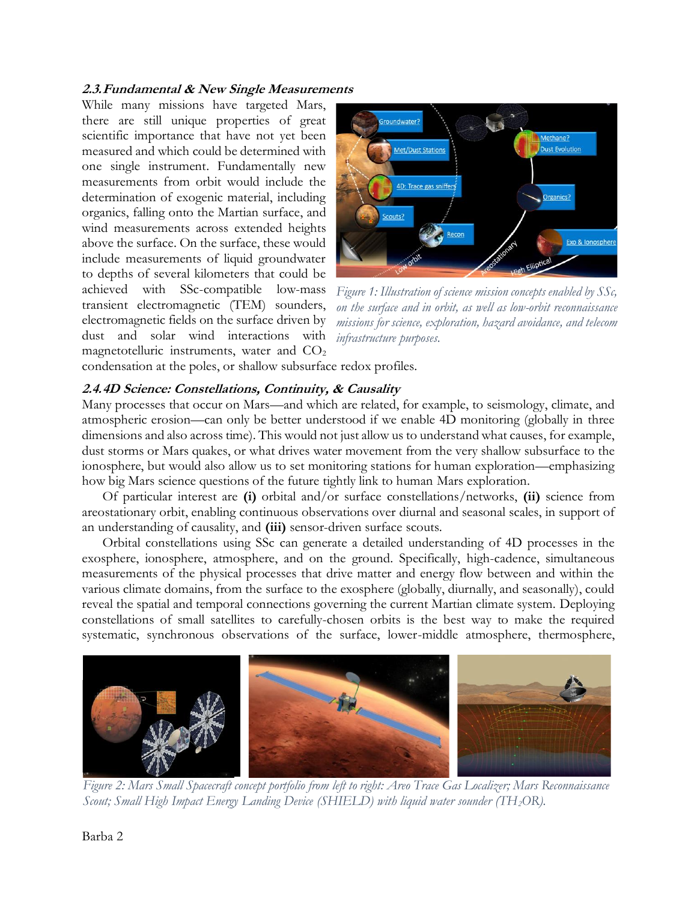### 2.3. Fundamental & New Single Measurements

While many missions have targeted Mars, there are still unique properties of great scientific importance that have not yet been measured and which could be determined with one single instrument. Fundamentally new measurements from orbit would include the determination of exogenic material, including organics, falling onto the Martian surface, and wind measurements across extended heights above the surface. On the surface, these would include measurements of liquid groundwater to depths of several kilometers that could be achieved with SSc-compatible low-mass transient electromagnetic (TEM) sounders, electromagnetic fields on the surface driven by dust and solar wind interactions with magnetotelluric instruments, water and $CO_2$ condensation at the poles, or shallow subsurface redox profiles.

*Figure 1: Illustration of science mission concepts enabled by SSc, on the surface and in orbit, as well as low-orbit reconnaissance missions for science, exploration, hazard avoidance, and telecom infrastructure purposes.*

### 2.4. 4D Science: Constellations, Continuity, & Causality

Many processes that occur on Mars—and which are related, for example, to seismology, climate, and atmospheric erosion—can only be better understood if we enable 4D monitoring (globally in three dimensions and also across time). This would not just allow us to understand what causes, for example, dust storms or Mars quakes, or what drives water movement from the very shallow subsurface to the ionosphere, but would also allow us to set monitoring stations for human exploration—emphasizing how big Mars science questions of the future tightly link to human Mars exploration.

Of particular interest are **(i)** orbital and/or surface constellations/networks, **(ii)** science from areostationary orbit, enabling continuous observations over diurnal and seasonal scales, in support of an understanding of causality, and **(iii)** sensor-driven surface scouts.

Orbital constellations using SSc can generate a detailed understanding of 4D processes in the exosphere, ionosphere, atmosphere, and on the ground. Specifically, high-cadence, simultaneous measurements of the physical processes that drive matter and energy flow between and within the various climate domains, from the surface to the exosphere (globally, diurnally, and seasonally), could reveal the spatial and temporal connections governing the current Martian climate system. Deploying constellations of small satellites to carefully-chosen orbits is the best way to make the required systematic, synchronous observations of the surface, lower-middle atmosphere, thermosphere,

*Figure 2: Mars Small Spacecraft concept portfolio from left to right: Areo Trace Gas Localizer; Mars Reconnaissance Scout; Small High Impact Energy Landing Device (SHIELD) with liquid water sounder (TH$_2$OR).*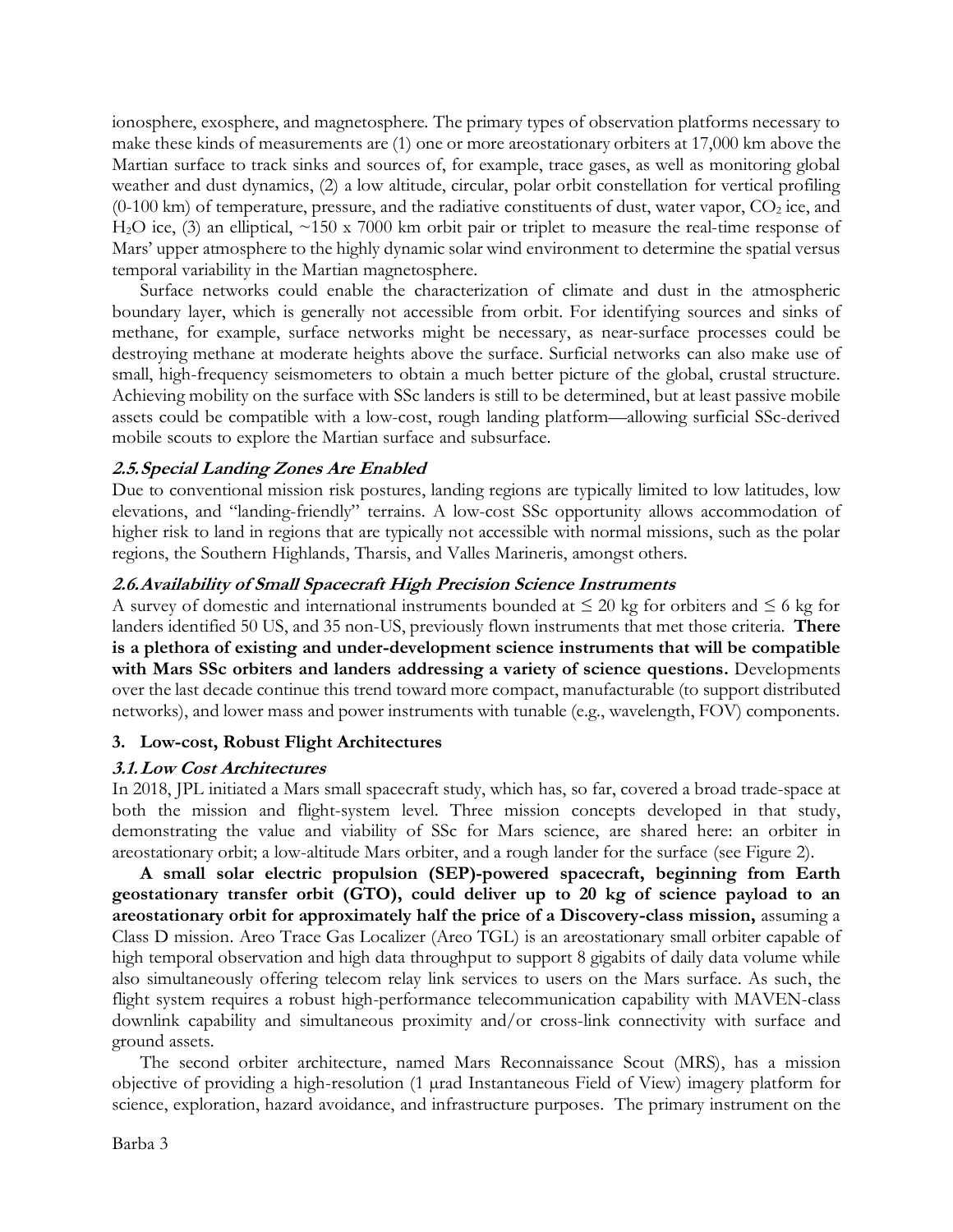ionosphere, exosphere, and magnetosphere. The primary types of observation platforms necessary to make these kinds of measurements are (1) one or more areostationary orbiters at 17,000 km above the Martian surface to track sinks and sources of, for example, trace gases, as well as monitoring global weather and dust dynamics, (2) a low altitude, circular, polar orbit constellation for vertical profiling (0-100 km) of temperature, pressure, and the radiative constituents of dust, water vapor, $CO_2$ ice, and $H_2O$ ice, (3) an elliptical, ~150 x 7000 km orbit pair or triplet to measure the real-time response of Mars' upper atmosphere to the highly dynamic solar wind environment to determine the spatial versus temporal variability in the Martian magnetosphere.

Surface networks could enable the characterization of climate and dust in the atmospheric boundary layer, which is generally not accessible from orbit. For identifying sources and sinks of methane, for example, surface networks might be necessary, as near-surface processes could be destroying methane at moderate heights above the surface. Surficial networks can also make use of small, high-frequency seismometers to obtain a much better picture of the global, crustal structure. Achieving mobility on the surface with SSc landers is still to be determined, but at least passive mobile assets could be compatible with a low-cost, rough landing platform—allowing surficial SSc-derived mobile scouts to explore the Martian surface and subsurface.

### *2.5. Special Landing Zones Are Enabled*

Due to conventional mission risk postures, landing regions are typically limited to low latitudes, low elevations, and "landing-friendly" terrains. A low-cost SSc opportunity allows accommodation of higher risk to land in regions that are typically not accessible with normal missions, such as the polar regions, the Southern Highlands, Tharsis, and Valles Marineris, amongst others.

### *2.6. Availability of Small Spacecraft High Precision Science Instruments*

A survey of domestic and international instruments bounded at ≤ 20 kg for orbiters and ≤ 6 kg for landers identified 50 US, and 35 non-US, previously flown instruments that met those criteria. **There is a plethora of existing and under-development science instruments that will be compatible with Mars SSc orbiters and landers addressing a variety of science questions.** Developments over the last decade continue this trend toward more compact, manufacturable (to support distributed networks), and lower mass and power instruments with tunable (e.g., wavelength, FOV) components.

## 3. Low-cost, Robust Flight Architectures

### *3.1. Low Cost Architectures*

In 2018, JPL initiated a Mars small spacecraft study, which has, so far, covered a broad trade-space at both the mission and flight-system level. Three mission concepts developed in that study, demonstrating the value and viability of SSc for Mars science, are shared here: an orbiter in areostationary orbit; a low-altitude Mars orbiter, and a rough lander for the surface (see Figure 2).

**A small solar electric propulsion (SEP)-powered spacecraft, beginning from Earth geostationary transfer orbit (GTO), could deliver up to 20 kg of science payload to an areostationary orbit for approximately half the price of a Discovery-class mission,** assuming a Class D mission. Areo Trace Gas Localizer (Areo TGL) is an areostationary small orbiter capable of high temporal observation and high data throughput to support 8 gigabits of daily data volume while also simultaneously offering telecom relay link services to users on the Mars surface. As such, the flight system requires a robust high-performance telecommunication capability with MAVEN-class downlink capability and simultaneous proximity and/or cross-link connectivity with surface and ground assets.

The second orbiter architecture, named Mars Reconnaissance Scout (MRS), has a mission objective of providing a high-resolution (1 μrad Instantaneous Field of View) imagery platform for science, exploration, hazard avoidance, and infrastructure purposes. The primary instrument on the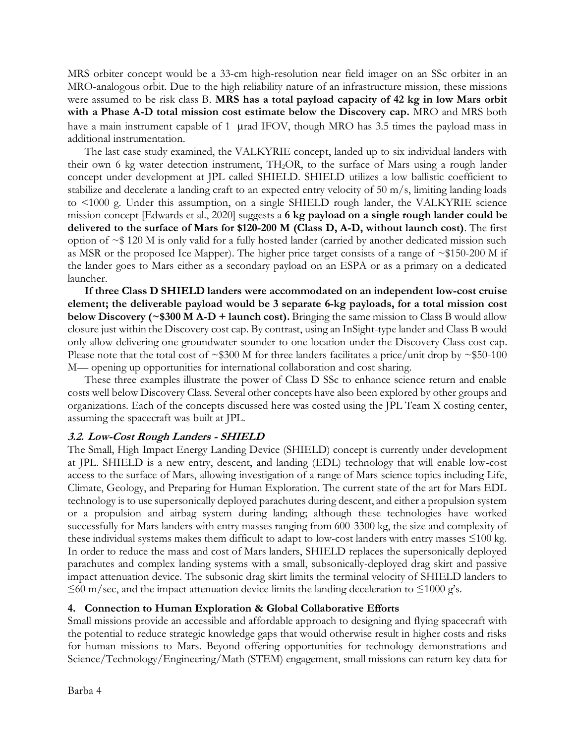MRS orbiter concept would be a 33-cm high-resolution near field imager on an SSc orbiter in an MRO-analogous orbit. Due to the high reliability nature of an infrastructure mission, these missions were assumed to be risk class B. **MRS has a total payload capacity of 42 kg in low Mars orbit with a Phase A-D total mission cost estimate below the Discovery cap.** MRO and MRS both have a main instrument capable of 1 μrad IFOV, though MRO has 3.5 times the payload mass in additional instrumentation.

The last case study examined, the VALKYRIE concept, landed up to six individual landers with their own 6 kg water detection instrument, $TH_2OR$, to the surface of Mars using a rough lander concept under development at JPL called SHIELD. SHIELD utilizes a low ballistic coefficient to stabilize and decelerate a landing craft to an expected entry velocity of 50 m/s, limiting landing loads to <1000 g. Under this assumption, on a single SHIELD rough lander, the VALKYRIE science mission concept [Edwards et al., 2020] suggests a **6 kg payload on a single rough lander could be delivered to the surface of Mars for $120-200 M (Class D, A-D, without launch cost)**. The first option of ~$ 120 M is only valid for a fully hosted lander (carried by another dedicated mission such as MSR or the proposed Ice Mapper). The higher price target consists of a range of ~$150-200 M if the lander goes to Mars either as a secondary payload on an ESPA or as a primary on a dedicated launcher.

**If three Class D SHIELD landers were accommodated on an independent low-cost cruise element; the deliverable payload would be 3 separate 6-kg payloads, for a total mission cost below Discovery (~$300 M A-D + launch cost).** Bringing the same mission to Class B would allow closure just within the Discovery cost cap. By contrast, using an InSight-type lander and Class B would only allow delivering one groundwater sounder to one location under the Discovery Class cost cap. Please note that the total cost of ~$300 M for three landers facilitates a price/unit drop by ~$50-100 M— opening up opportunities for international collaboration and cost sharing.

These three examples illustrate the power of Class D SSc to enhance science return and enable costs well below Discovery Class. Several other concepts have also been explored by other groups and organizations. Each of the concepts discussed here was costed using the JPL Team X costing center, assuming the spacecraft was built at JPL.

### *3.2. Low-Cost Rough Landers - SHIELD*

The Small, High Impact Energy Landing Device (SHIELD) concept is currently under development at JPL. SHIELD is a new entry, descent, and landing (EDL) technology that will enable low-cost access to the surface of Mars, allowing investigation of a range of Mars science topics including Life, Climate, Geology, and Preparing for Human Exploration. The current state of the art for Mars EDL technology is to use supersonically deployed parachutes during descent, and either a propulsion system or a propulsion and airbag system during landing; although these technologies have worked successfully for Mars landers with entry masses ranging from 600-3300 kg, the size and complexity of these individual systems makes them difficult to adapt to low-cost landers with entry masses ≤100 kg. In order to reduce the mass and cost of Mars landers, SHIELD replaces the supersonically deployed parachutes and complex landing systems with a small, subsonically-deployed drag skirt and passive impact attenuation device. The subsonic drag skirt limits the terminal velocity of SHIELD landers to ≤60 m/sec, and the impact attenuation device limits the landing deceleration to ≤1000 g's.

## 4. Connection to Human Exploration & Global Collaborative Efforts

Small missions provide an accessible and affordable approach to designing and flying spacecraft with the potential to reduce strategic knowledge gaps that would otherwise result in higher costs and risks for human missions to Mars. Beyond offering opportunities for technology demonstrations and Science/Technology/Engineering/Math (STEM) engagement, small missions can return key data for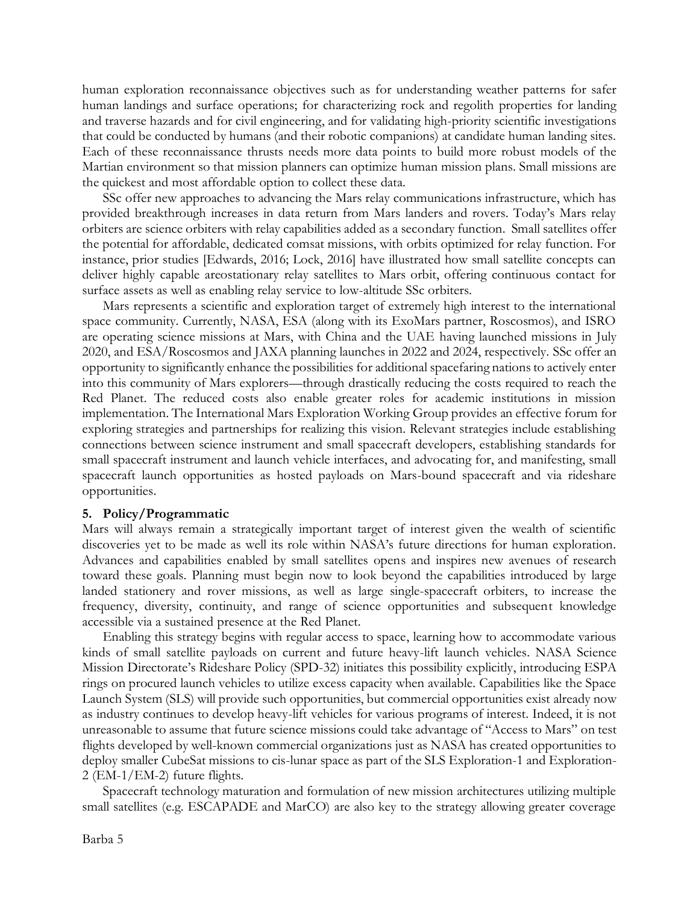human exploration reconnaissance objectives such as for understanding weather patterns for safer human landings and surface operations; for characterizing rock and regolith properties for landing and traverse hazards and for civil engineering, and for validating high-priority scientific investigations that could be conducted by humans (and their robotic companions) at candidate human landing sites. Each of these reconnaissance thrusts needs more data points to build more robust models of the Martian environment so that mission planners can optimize human mission plans. Small missions are the quickest and most affordable option to collect these data.

SSc offer new approaches to advancing the Mars relay communications infrastructure, which has provided breakthrough increases in data return from Mars landers and rovers. Today's Mars relay orbiters are science orbiters with relay capabilities added as a secondary function. Small satellites offer the potential for affordable, dedicated comsat missions, with orbits optimized for relay function. For instance, prior studies [Edwards, 2016; Lock, 2016] have illustrated how small satellite concepts can deliver highly capable areostationary relay satellites to Mars orbit, offering continuous contact for surface assets as well as enabling relay service to low-altitude SSc orbiters.

Mars represents a scientific and exploration target of extremely high interest to the international space community. Currently, NASA, ESA (along with its ExoMars partner, Roscosmos), and ISRO are operating science missions at Mars, with China and the UAE having launched missions in July 2020, and ESA/Roscosmos and JAXA planning launches in 2022 and 2024, respectively. SSc offer an opportunity to significantly enhance the possibilities for additional spacefaring nations to actively enter into this community of Mars explorers—through drastically reducing the costs required to reach the Red Planet. The reduced costs also enable greater roles for academic institutions in mission implementation. The International Mars Exploration Working Group provides an effective forum for exploring strategies and partnerships for realizing this vision. Relevant strategies include establishing connections between science instrument and small spacecraft developers, establishing standards for small spacecraft instrument and launch vehicle interfaces, and advocating for, and manifesting, small spacecraft launch opportunities as hosted payloads on Mars-bound spacecraft and via rideshare opportunities.

## 5. Policy/Programmatic

Mars will always remain a strategically important target of interest given the wealth of scientific discoveries yet to be made as well its role within NASA's future directions for human exploration. Advances and capabilities enabled by small satellites opens and inspires new avenues of research toward these goals. Planning must begin now to look beyond the capabilities introduced by large landed stationery and rover missions, as well as large single-spacecraft orbiters, to increase the frequency, diversity, continuity, and range of science opportunities and subsequent knowledge accessible via a sustained presence at the Red Planet.

Enabling this strategy begins with regular access to space, learning how to accommodate various kinds of small satellite payloads on current and future heavy-lift launch vehicles. NASA Science Mission Directorate's Rideshare Policy (SPD-32) initiates this possibility explicitly, introducing ESPA rings on procured launch vehicles to utilize excess capacity when available. Capabilities like the Space Launch System (SLS) will provide such opportunities, but commercial opportunities exist already now as industry continues to develop heavy-lift vehicles for various programs of interest. Indeed, it is not unreasonable to assume that future science missions could take advantage of "Access to Mars" on test flights developed by well-known commercial organizations just as NASA has created opportunities to deploy smaller CubeSat missions to cis-lunar space as part of the SLS Exploration-1 and Exploration-2 (EM-1/EM-2) future flights.

Spacecraft technology maturation and formulation of new mission architectures utilizing multiple small satellites (e.g. ESCAPADE and MarCO) are also key to the strategy allowing greater coverage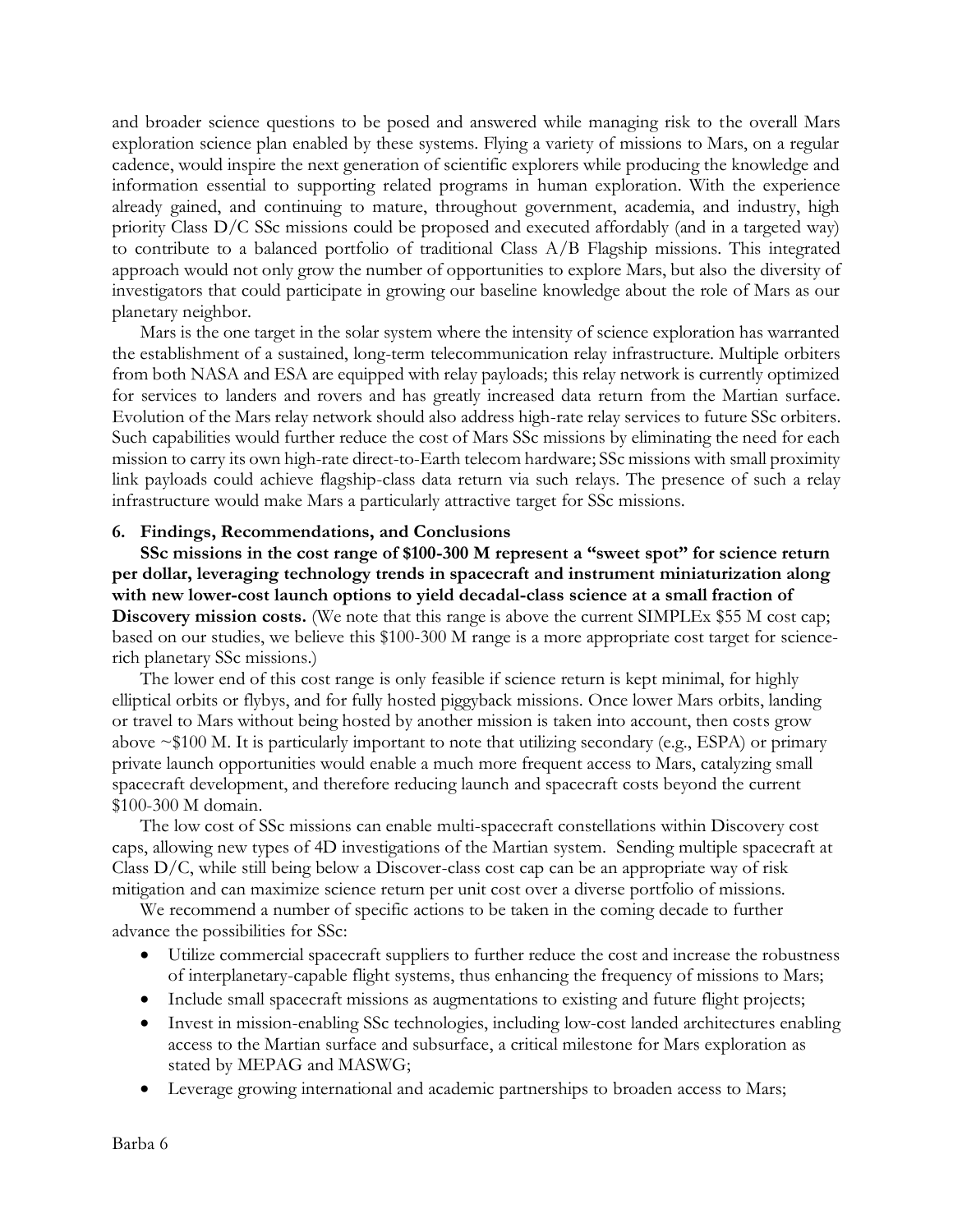and broader science questions to be posed and answered while managing risk to the overall Mars exploration science plan enabled by these systems. Flying a variety of missions to Mars, on a regular cadence, would inspire the next generation of scientific explorers while producing the knowledge and information essential to supporting related programs in human exploration. With the experience already gained, and continuing to mature, throughout government, academia, and industry, high priority Class D/C SSc missions could be proposed and executed affordably (and in a targeted way) to contribute to a balanced portfolio of traditional Class A/B Flagship missions. This integrated approach would not only grow the number of opportunities to explore Mars, but also the diversity of investigators that could participate in growing our baseline knowledge about the role of Mars as our planetary neighbor.

Mars is the one target in the solar system where the intensity of science exploration has warranted the establishment of a sustained, long-term telecommunication relay infrastructure. Multiple orbiters from both NASA and ESA are equipped with relay payloads; this relay network is currently optimized for services to landers and rovers and has greatly increased data return from the Martian surface. Evolution of the Mars relay network should also address high-rate relay services to future SSc orbiters. Such capabilities would further reduce the cost of Mars SSc missions by eliminating the need for each mission to carry its own high-rate direct-to-Earth telecom hardware; SSc missions with small proximity link payloads could achieve flagship-class data return via such relays. The presence of such a relay infrastructure would make Mars a particularly attractive target for SSc missions.

## 6. Findings, Recommendations, and Conclusions

**SSc missions in the cost range of $100-300 M represent a "sweet spot" for science return per dollar, leveraging technology trends in spacecraft and instrument miniaturization along with new lower-cost launch options to yield decadal-class science at a small fraction of Discovery mission costs.** (We note that this range is above the current SIMPLEx $55 M cost cap; based on our studies, we believe this $100-300 M range is a more appropriate cost target for science-rich planetary SSc missions.)

The lower end of this cost range is only feasible if science return is kept minimal, for highly elliptical orbits or flybys, and for fully hosted piggyback missions. Once lower Mars orbits, landing or travel to Mars without being hosted by another mission is taken into account, then costs grow above ~$100 M. It is particularly important to note that utilizing secondary (e.g., ESPA) or primary private launch opportunities would enable a much more frequent access to Mars, catalyzing small spacecraft development, and therefore reducing launch and spacecraft costs beyond the current $100-300 M domain.

The low cost of SSc missions can enable multi-spacecraft constellations within Discovery cost caps, allowing new types of 4D investigations of the Martian system. Sending multiple spacecraft at Class D/C, while still being below a Discover-class cost cap can be an appropriate way of risk mitigation and can maximize science return per unit cost over a diverse portfolio of missions.

We recommend a number of specific actions to be taken in the coming decade to further advance the possibilities for SSc:

- Utilize commercial spacecraft suppliers to further reduce the cost and increase the robustness of interplanetary-capable flight systems, thus enhancing the frequency of missions to Mars;
- Include small spacecraft missions as augmentations to existing and future flight projects;
- Invest in mission-enabling SSc technologies, including low-cost landed architectures enabling access to the Martian surface and subsurface, a critical milestone for Mars exploration as stated by MEPAG and MASWG;
- Leverage growing international and academic partnerships to broaden access to Mars;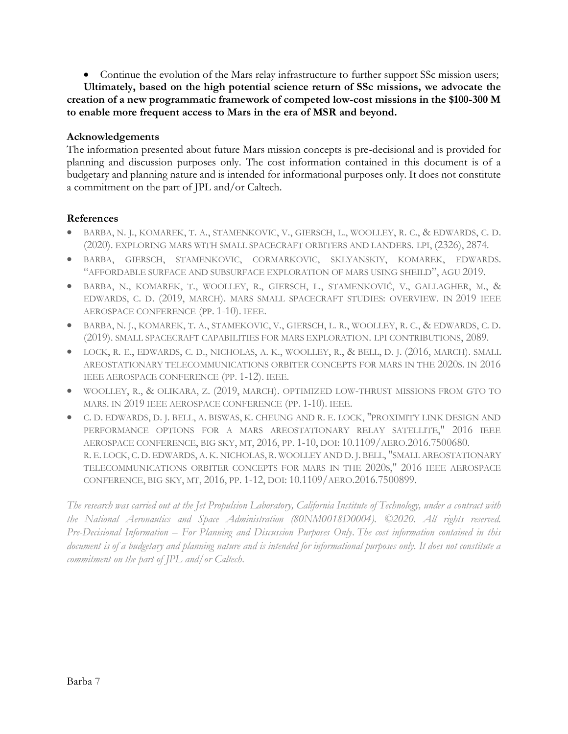- Continue the evolution of the Mars relay infrastructure to further support SSc mission users;

**Ultimately, based on the high potential science return of SSc missions, we advocate the creation of a new programmatic framework of competed low-cost missions in the $100-300 M to enable more frequent access to Mars in the era of MSR and beyond.**

### Acknowledgements

The information presented about future Mars mission concepts is pre-decisional and is provided for planning and discussion purposes only. The cost information contained in this document is of a budgetary and planning nature and is intended for informational purposes only. It does not constitute a commitment on the part of JPL and/or Caltech.

### References

- BARBA, N. J., KOMAREK, T. A., STAMENKOVIC, V., GIERSCH, L., WOOLLEY, R. C., & EDWARDS, C. D. (2020). EXPLORING MARS WITH SMALL SPACECRAFT ORBITERS AND LANDERS. LPI, (2326), 2874.
- BARBA, GIERSCH, STAMENKOVIC, CORMARKOVIC, SKLYANSKIY, KOMAREK, EDWARDS. "AFFORDABLE SURFACE AND SUBSURFACE EXPLORATION OF MARS USING SHEILD", AGU 2019.
- BARBA, N., KOMAREK, T., WOOLLEY, R., GIERSCH, L., STAMENKOVIĆ, V., GALLAGHER, M., & EDWARDS, C. D. (2019, MARCH). MARS SMALL SPACECRAFT STUDIES: OVERVIEW. IN 2019 IEEE AEROSPACE CONFERENCE (PP. 1-10). IEEE.
- BARBA, N. J., KOMAREK, T. A., STAMEKOVIC, V., GIERSCH, L. R., WOOLLEY, R. C., & EDWARDS, C. D. (2019). SMALL SPACECRAFT CAPABILITIES FOR MARS EXPLORATION. LPI CONTRIBUTIONS, 2089.
- LOCK, R. E., EDWARDS, C. D., NICHOLAS, A. K., WOOLLEY, R., & BELL, D. J. (2016, MARCH). SMALL AREOSTATIONARY TELECOMMUNICATIONS ORBITER CONCEPTS FOR MARS IN THE 2020S. IN 2016 IEEE AEROSPACE CONFERENCE (PP. 1-12). IEEE.
- WOOLLEY, R., & OLIKARA, Z. (2019, MARCH). OPTIMIZED LOW-THRUST MISSIONS FROM GTO TO MARS. IN 2019 IEEE AEROSPACE CONFERENCE (PP. 1-10). IEEE.
- C. D. EDWARDS, D. J. BELL, A. BISWAS, K. CHEUNG AND R. E. LOCK, "PROXIMITY LINK DESIGN AND PERFORMANCE OPTIONS FOR A MARS AREOSTATIONARY RELAY SATELLITE," 2016 IEEE AEROSPACE CONFERENCE, BIG SKY, MT, 2016, PP. 1-10, DOI: 10.1109/AERO.2016.7500680.
  R. E. LOCK, C. D. EDWARDS, A. K. NICHOLAS, R. WOOLLEY AND D. J. BELL, "SMALL AREOSTATIONARY TELECOMMUNICATIONS ORBITER CONCEPTS FOR MARS IN THE 2020S," 2016 IEEE AEROSPACE CONFERENCE, BIG SKY, MT, 2016, PP. 1-12, DOI: 10.1109/AERO.2016.7500899.

*The research was carried out at the Jet Propulsion Laboratory, California Institute of Technology, under a contract with the National Aeronautics and Space Administration (80NM0018D0004). ©2020. All rights reserved. Pre-Decisional Information – For Planning and Discussion Purposes Only. The cost information contained in this document is of a budgetary and planning nature and is intended for informational purposes only. It does not constitute a commitment on the part of JPL and/or Caltech.*